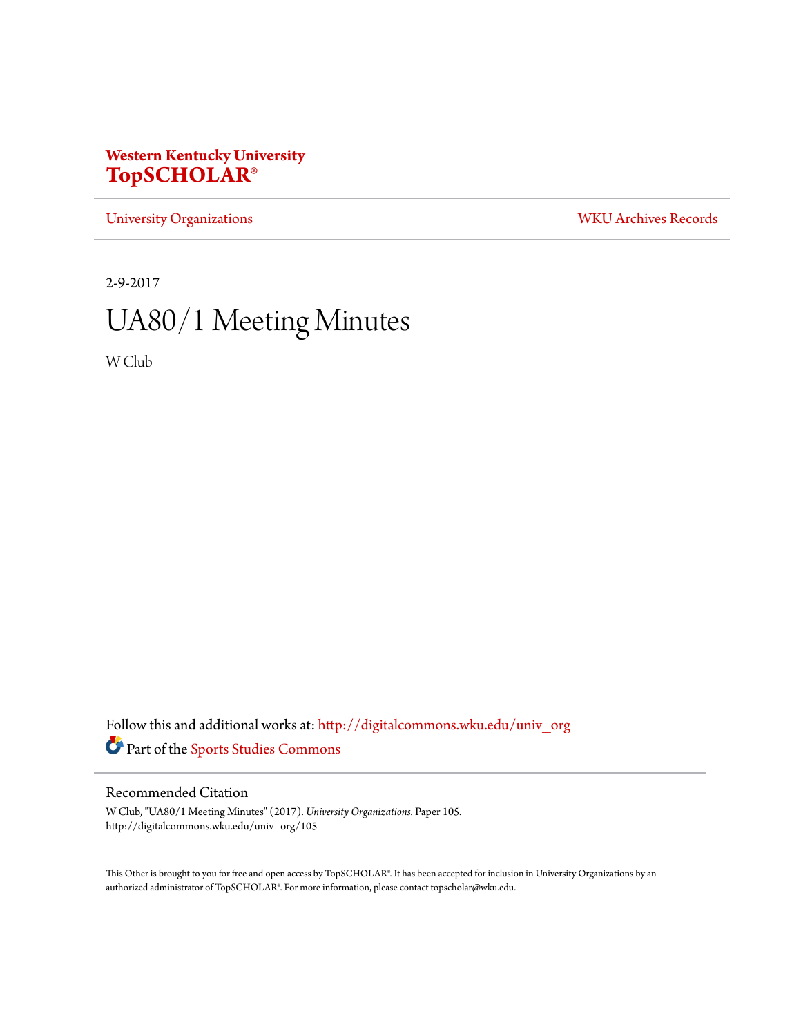**Western Kentucky University**
**TopSCHOLAR®**

University Organizations | WKU Archives Records

2-9-2017

# UA80/1 Meeting Minutes

W Club

Follow this and additional works at: http://digitalcommons.wku.edu/univ_org

Part of the Sports Studies Commons

## Recommended Citation

W Club, "UA80/1 Meeting Minutes" (2017). *University Organizations.* Paper 105.
http://digitalcommons.wku.edu/univ_org/105

This Other is brought to you for free and open access by TopSCHOLAR®. It has been accepted for inclusion in University Organizations by an authorized administrator of TopSCHOLAR®. For more information, please contact topscholar@wku.edu.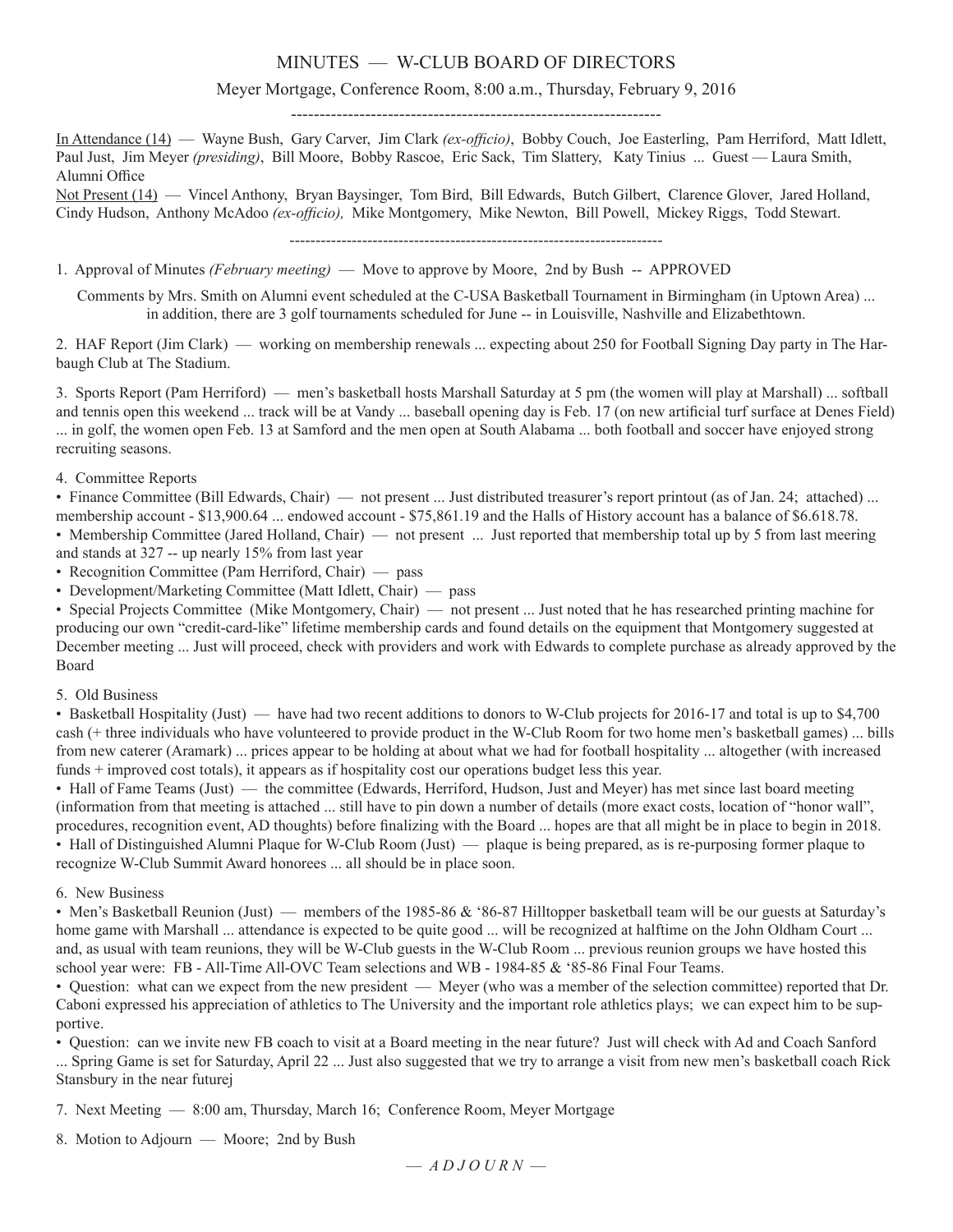# MINUTES — W-CLUB BOARD OF DIRECTORS

Meyer Mortgage, Conference Room, 8:00 a.m., Thursday, February 9, 2016

---

In Attendance (14) — Wayne Bush, Gary Carver, Jim Clark *(ex-officio)*, Bobby Couch, Joe Easterling, Pam Herriford, Matt Idlett, Paul Just, Jim Meyer *(presiding)*, Bill Moore, Bobby Rascoe, Eric Sack, Tim Slattery, Katy Tinius ... Guest — Laura Smith, Alumni Office

Not Present (14) — Vincel Anthony, Bryan Baysinger, Tom Bird, Bill Edwards, Butch Gilbert, Clarence Glover, Jared Holland, Cindy Hudson, Anthony McAdoo *(ex-officio),* Mike Montgomery, Mike Newton, Bill Powell, Mickey Riggs, Todd Stewart.

---

1. Approval of Minutes *(February meeting)* — Move to approve by Moore, 2nd by Bush -- APPROVED

Comments by Mrs. Smith on Alumni event scheduled at the C-USA Basketball Tournament in Birmingham (in Uptown Area) ... in addition, there are 3 golf tournaments scheduled for June -- in Louisville, Nashville and Elizabethtown.

2. HAF Report (Jim Clark) — working on membership renewals ... expecting about 250 for Football Signing Day party in The Harbaugh Club at The Stadium.

3. Sports Report (Pam Herriford) — men's basketball hosts Marshall Saturday at 5 pm (the women will play at Marshall) ... softball and tennis open this weekend ... track will be at Vandy ... baseball opening day is Feb. 17 (on new artificial turf surface at Denes Field) ... in golf, the women open Feb. 13 at Samford and the men open at South Alabama ... both football and soccer have enjoyed strong recruiting seasons.

4. Committee Reports

- Finance Committee (Bill Edwards, Chair) — not present ... Just distributed treasurer's report printout (as of Jan. 24; attached) ... membership account - $13,900.64 ... endowed account - $75,861.19 and the Halls of History account has a balance of $6.618.78.
- Membership Committee (Jared Holland, Chair) — not present ... Just reported that membership total up by 5 from last meering and stands at 327 -- up nearly 15% from last year
- Recognition Committee (Pam Herriford, Chair) — pass
- Development/Marketing Committee (Matt Idlett, Chair) — pass
- Special Projects Committee (Mike Montgomery, Chair) — not present ... Just noted that he has researched printing machine for producing our own "credit-card-like" lifetime membership cards and found details on the equipment that Montgomery suggested at December meeting ... Just will proceed, check with providers and work with Edwards to complete purchase as already approved by the Board

5. Old Business

- Basketball Hospitality (Just) — have had two recent additions to donors to W-Club projects for 2016-17 and total is up to $4,700 cash (+ three individuals who have volunteered to provide product in the W-Club Room for two home men's basketball games) ... bills from new caterer (Aramark) ... prices appear to be holding at about what we had for football hospitality ... altogether (with increased funds + improved cost totals), it appears as if hospitality cost our operations budget less this year.
- Hall of Fame Teams (Just) — the committee (Edwards, Herriford, Hudson, Just and Meyer) has met since last board meeting (information from that meeting is attached ... still have to pin down a number of details (more exact costs, location of "honor wall", procedures, recognition event, AD thoughts) before finalizing with the Board ... hopes are that all might be in place to begin in 2018.
- Hall of Distinguished Alumni Plaque for W-Club Room (Just) — plaque is being prepared, as is re-purposing former plaque to recognize W-Club Summit Award honorees ... all should be in place soon.

6. New Business

- Men's Basketball Reunion (Just) — members of the 1985-86 & '86-87 Hilltopper basketball team will be our guests at Saturday's home game with Marshall ... attendance is expected to be quite good ... will be recognized at halftime on the John Oldham Court ... and, as usual with team reunions, they will be W-Club guests in the W-Club Room ... previous reunion groups we have hosted this school year were: FB - All-Time All-OVC Team selections and WB - 1984-85 & '85-86 Final Four Teams.
- Question: what can we expect from the new president — Meyer (who was a member of the selection committee) reported that Dr. Caboni expressed his appreciation of athletics to The University and the important role athletics plays; we can expect him to be supportive.
- Question: can we invite new FB coach to visit at a Board meeting in the near future? Just will check with Ad and Coach Sanford ... Spring Game is set for Saturday, April 22 ... Just also suggested that we try to arrange a visit from new men's basketball coach Rick Stansbury in the near futurej

7. Next Meeting — 8:00 am, Thursday, March 16; Conference Room, Meyer Mortgage

8. Motion to Adjourn — Moore; 2nd by Bush

*— A D J O U R N —*